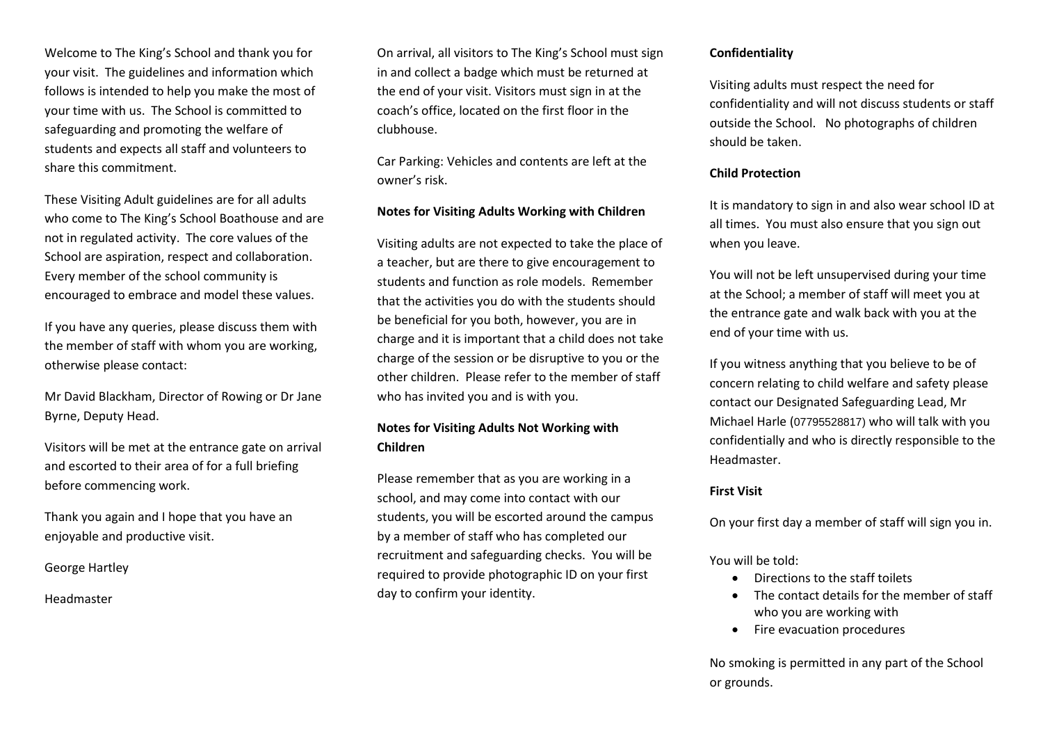Welcome to The King's School and thank you for your visit. The guidelines and information which follows is intended to help you make the most of your time with us. The School is committed to safeguarding and promoting the welfare of students and expects all staff and volunteers to share this commitment.

These Visiting Adult guidelines are for all adults who come to The King's School Boathouse and are not in regulated activity. The core values of the School are aspiration, respect and collaboration. Every member of the school community is encouraged to embrace and model these values.

If you have any queries, please discuss them with the member of staff with whom you are working, otherwise please contact:

Mr David Blackham, Director of Rowing or Dr Jane Byrne, Deputy Head.

Visitors will be met at the entrance gate on arrival and escorted to their area of for a full briefing before commencing work.

Thank you again and I hope that you have an enjoyable and productive visit.

George Hartley

Headmaster

On arrival, all visitors to The King's School must sign in and collect a badge which must be returned at the end of your visit. Visitors must sign in at the coach's office, located on the first floor in the clubhouse.

Car Parking: Vehicles and contents are left at the owner's risk.

**Notes for Visiting Adults Working with Children**

Visiting adults are not expected to take the place of a teacher, but are there to give encouragement to students and function as role models. Remember that the activities you do with the students should be beneficial for you both, however, you are in charge and it is important that a child does not take charge of the session or be disruptive to you or the other children. Please refer to the member of staff who has invited you and is with you.

**Notes for Visiting Adults Not Working with Children**

Please remember that as you are working in a school, and may come into contact with our students, you will be escorted around the campus by a member of staff who has completed our recruitment and safeguarding checks. You will be required to provide photographic ID on your first day to confirm your identity.

**Confidentiality**

Visiting adults must respect the need for confidentiality and will not discuss students or staff outside the School. No photographs of children should be taken.

**Child Protection**

It is mandatory to sign in and also wear school ID at all times. You must also ensure that you sign out when you leave.

You will not be left unsupervised during your time at the School; a member of staff will meet you at the entrance gate and walk back with you at the end of your time with us.

If you witness anything that you believe to be of concern relating to child welfare and safety please contact our Designated Safeguarding Lead, Mr Michael Harle (07795528817) who will talk with you confidentially and who is directly responsible to the Headmaster.

**First Visit**

On your first day a member of staff will sign you in.

You will be told:

- Directions to the staff toilets
- The contact details for the member of staff who you are working with
- Fire evacuation procedures

No smoking is permitted in any part of the School or grounds.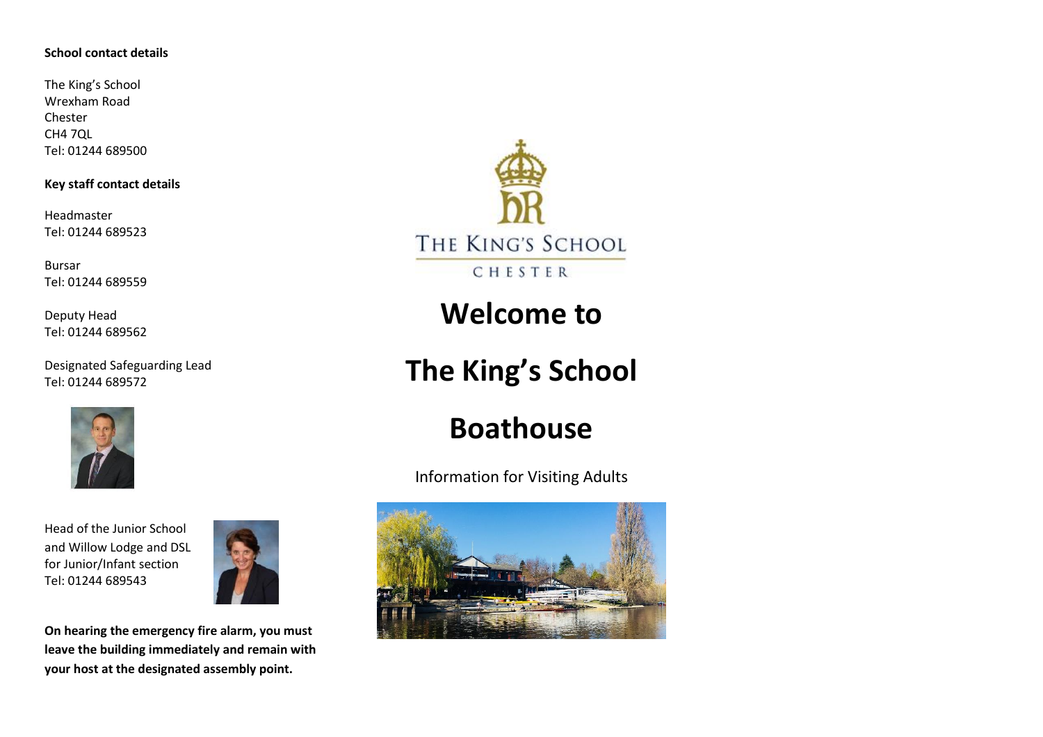**School contact details**

The King's School
Wrexham Road
Chester
CH4 7QL
Tel: 01244 689500

**Key staff contact details**

Headmaster
Tel: 01244 689523

Bursar
Tel: 01244 689559

Deputy Head
Tel: 01244 689562

Designated Safeguarding Lead
Tel: 01244 689572

Head of the Junior School and Willow Lodge and DSL for Junior/Infant section
Tel: 01244 689543

**On hearing the emergency fire alarm, you must leave the building immediately and remain with your host at the designated assembly point.**

THE KING'S SCHOOL
CHESTER

# Welcome to

# The King's School

# Boathouse

Information for Visiting Adults